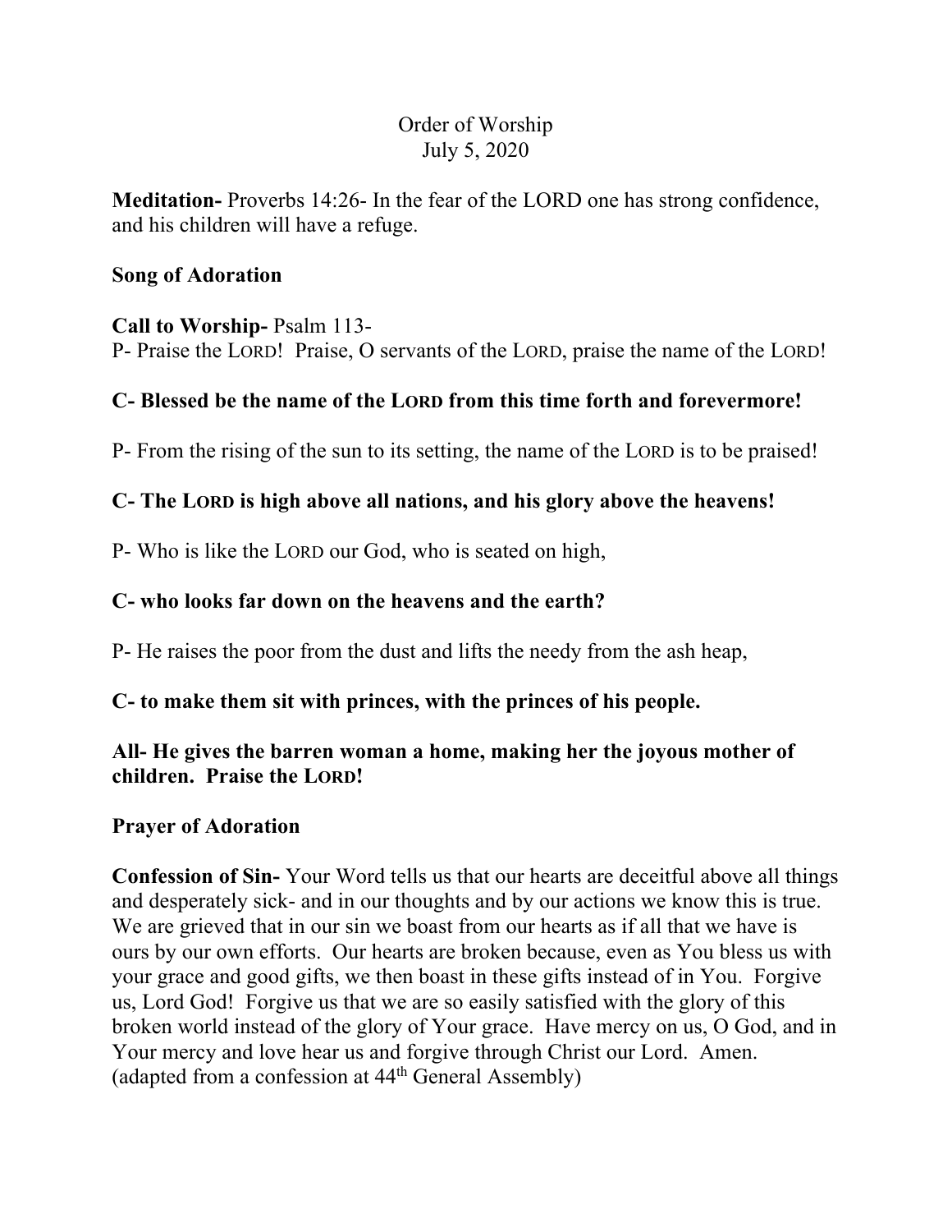# Order of Worship
July 5, 2020

**Meditation-** Proverbs 14:26- In the fear of the LORD one has strong confidence, and his children will have a refuge.

**Song of Adoration**

**Call to Worship-** Psalm 113-
P- Praise the LORD! Praise, O servants of the LORD, praise the name of the LORD!

**C- Blessed be the name of the LORD from this time forth and forevermore!**

P- From the rising of the sun to its setting, the name of the LORD is to be praised!

**C- The LORD is high above all nations, and his glory above the heavens!**

P- Who is like the LORD our God, who is seated on high,

**C- who looks far down on the heavens and the earth?**

P- He raises the poor from the dust and lifts the needy from the ash heap,

**C- to make them sit with princes, with the princes of his people.**

**All- He gives the barren woman a home, making her the joyous mother of children. Praise the LORD!**

**Prayer of Adoration**

**Confession of Sin-** Your Word tells us that our hearts are deceitful above all things and desperately sick- and in our thoughts and by our actions we know this is true. We are grieved that in our sin we boast from our hearts as if all that we have is ours by our own efforts. Our hearts are broken because, even as You bless us with your grace and good gifts, we then boast in these gifts instead of in You. Forgive us, Lord God! Forgive us that we are so easily satisfied with the glory of this broken world instead of the glory of Your grace. Have mercy on us, O God, and in Your mercy and love hear us and forgive through Christ our Lord. Amen. (adapted from a confession at 44th General Assembly)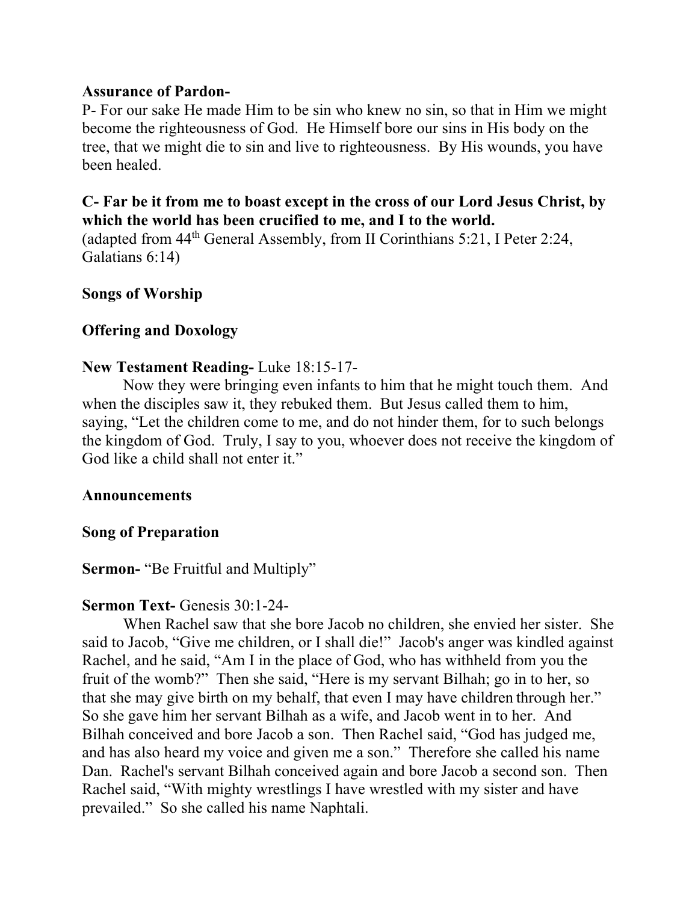**Assurance of Pardon-**
P- For our sake He made Him to be sin who knew no sin, so that in Him we might become the righteousness of God. He Himself bore our sins in His body on the tree, that we might die to sin and live to righteousness. By His wounds, you have been healed.

**C- Far be it from me to boast except in the cross of our Lord Jesus Christ, by which the world has been crucified to me, and I to the world.**
(adapted from 44th General Assembly, from II Corinthians 5:21, I Peter 2:24, Galatians 6:14)

**Songs of Worship**

**Offering and Doxology**

**New Testament Reading-** Luke 18:15-17-

Now they were bringing even infants to him that he might touch them. And when the disciples saw it, they rebuked them. But Jesus called them to him, saying, "Let the children come to me, and do not hinder them, for to such belongs the kingdom of God. Truly, I say to you, whoever does not receive the kingdom of God like a child shall not enter it."

**Announcements**

**Song of Preparation**

**Sermon-** "Be Fruitful and Multiply"

**Sermon Text-** Genesis 30:1-24-

When Rachel saw that she bore Jacob no children, she envied her sister. She said to Jacob, "Give me children, or I shall die!" Jacob's anger was kindled against Rachel, and he said, "Am I in the place of God, who has withheld from you the fruit of the womb?" Then she said, "Here is my servant Bilhah; go in to her, so that she may give birth on my behalf, that even I may have children through her." So she gave him her servant Bilhah as a wife, and Jacob went in to her. And Bilhah conceived and bore Jacob a son. Then Rachel said, "God has judged me, and has also heard my voice and given me a son." Therefore she called his name Dan. Rachel's servant Bilhah conceived again and bore Jacob a second son. Then Rachel said, "With mighty wrestlings I have wrestled with my sister and have prevailed." So she called his name Naphtali.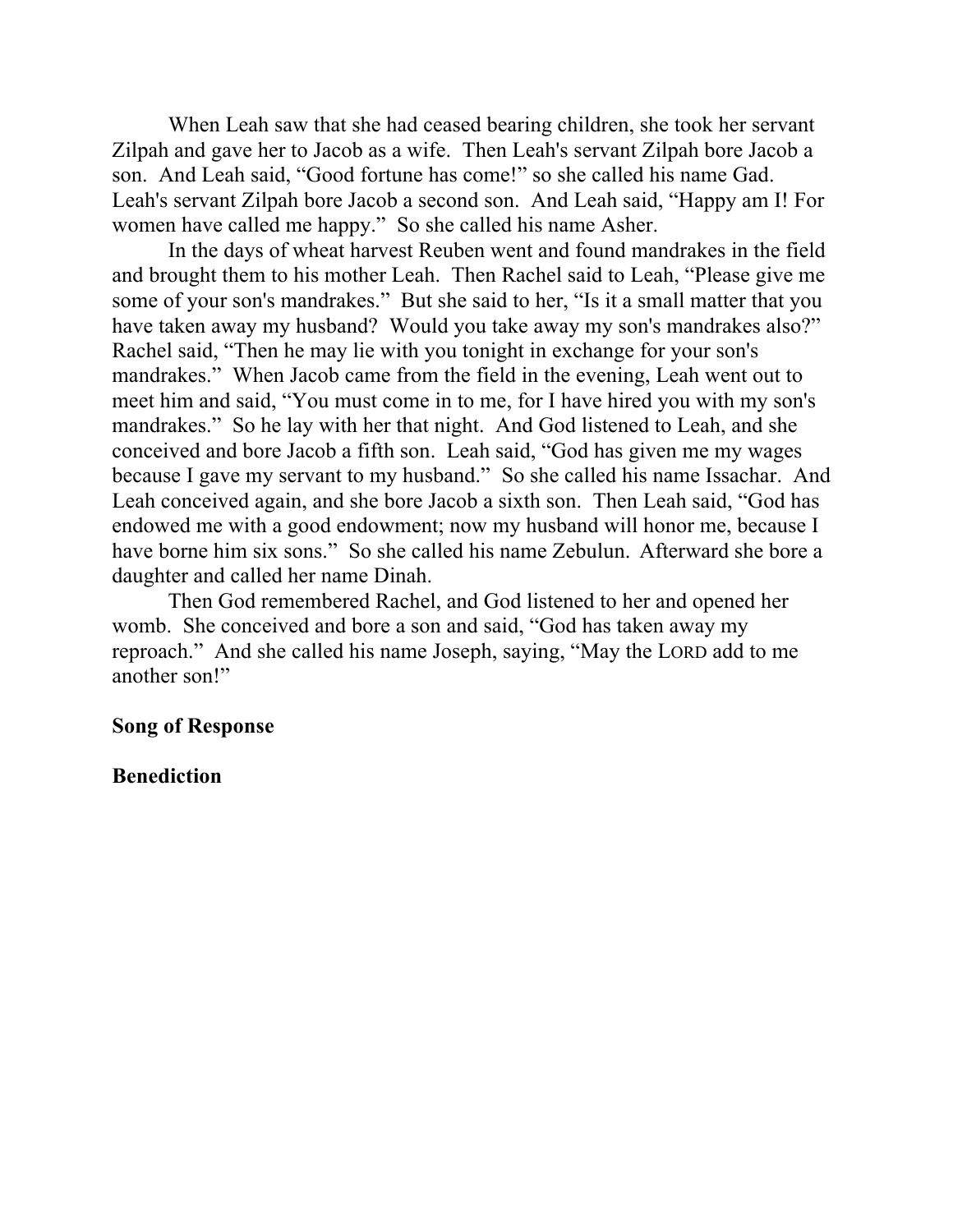When Leah saw that she had ceased bearing children, she took her servant Zilpah and gave her to Jacob as a wife. Then Leah's servant Zilpah bore Jacob a son. And Leah said, "Good fortune has come!" so she called his name Gad. Leah's servant Zilpah bore Jacob a second son. And Leah said, "Happy am I! For women have called me happy." So she called his name Asher.

In the days of wheat harvest Reuben went and found mandrakes in the field and brought them to his mother Leah. Then Rachel said to Leah, "Please give me some of your son's mandrakes." But she said to her, "Is it a small matter that you have taken away my husband? Would you take away my son's mandrakes also?" Rachel said, "Then he may lie with you tonight in exchange for your son's mandrakes." When Jacob came from the field in the evening, Leah went out to meet him and said, "You must come in to me, for I have hired you with my son's mandrakes." So he lay with her that night. And God listened to Leah, and she conceived and bore Jacob a fifth son. Leah said, "God has given me my wages because I gave my servant to my husband." So she called his name Issachar. And Leah conceived again, and she bore Jacob a sixth son. Then Leah said, "God has endowed me with a good endowment; now my husband will honor me, because I have borne him six sons." So she called his name Zebulun. Afterward she bore a daughter and called her name Dinah.

Then God remembered Rachel, and God listened to her and opened her womb. She conceived and bore a son and said, "God has taken away my reproach." And she called his name Joseph, saying, "May the LORD add to me another son!"

**Song of Response**

**Benediction**